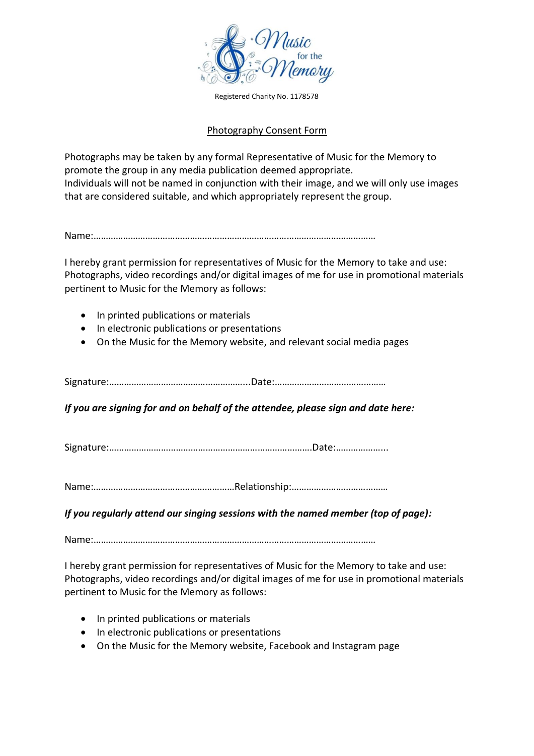Registered Charity No. 1178578

## Photography Consent Form

Photographs may be taken by any formal Representative of Music for the Memory to promote the group in any media publication deemed appropriate.
Individuals will not be named in conjunction with their image, and we will only use images that are considered suitable, and which appropriately represent the group.

Name:…………………………………………………………………………………………………

I hereby grant permission for representatives of Music for the Memory to take and use: Photographs, video recordings and/or digital images of me for use in promotional materials pertinent to Music for the Memory as follows:

- In printed publications or materials
- In electronic publications or presentations
- On the Music for the Memory website, and relevant social media pages

Signature:………………………………………………...Date:………………………………………

***If you are signing for and on behalf of the attendee, please sign and date here:***

Signature:……………………………………………………………………….Date:………………...

Name:…………………………………………………Relationship:…………………………………

***If you regularly attend our singing sessions with the named member (top of page):***

Name:…………………………………………………………………………………………………

I hereby grant permission for representatives of Music for the Memory to take and use: Photographs, video recordings and/or digital images of me for use in promotional materials pertinent to Music for the Memory as follows:

- In printed publications or materials
- In electronic publications or presentations
- On the Music for the Memory website, Facebook and Instagram page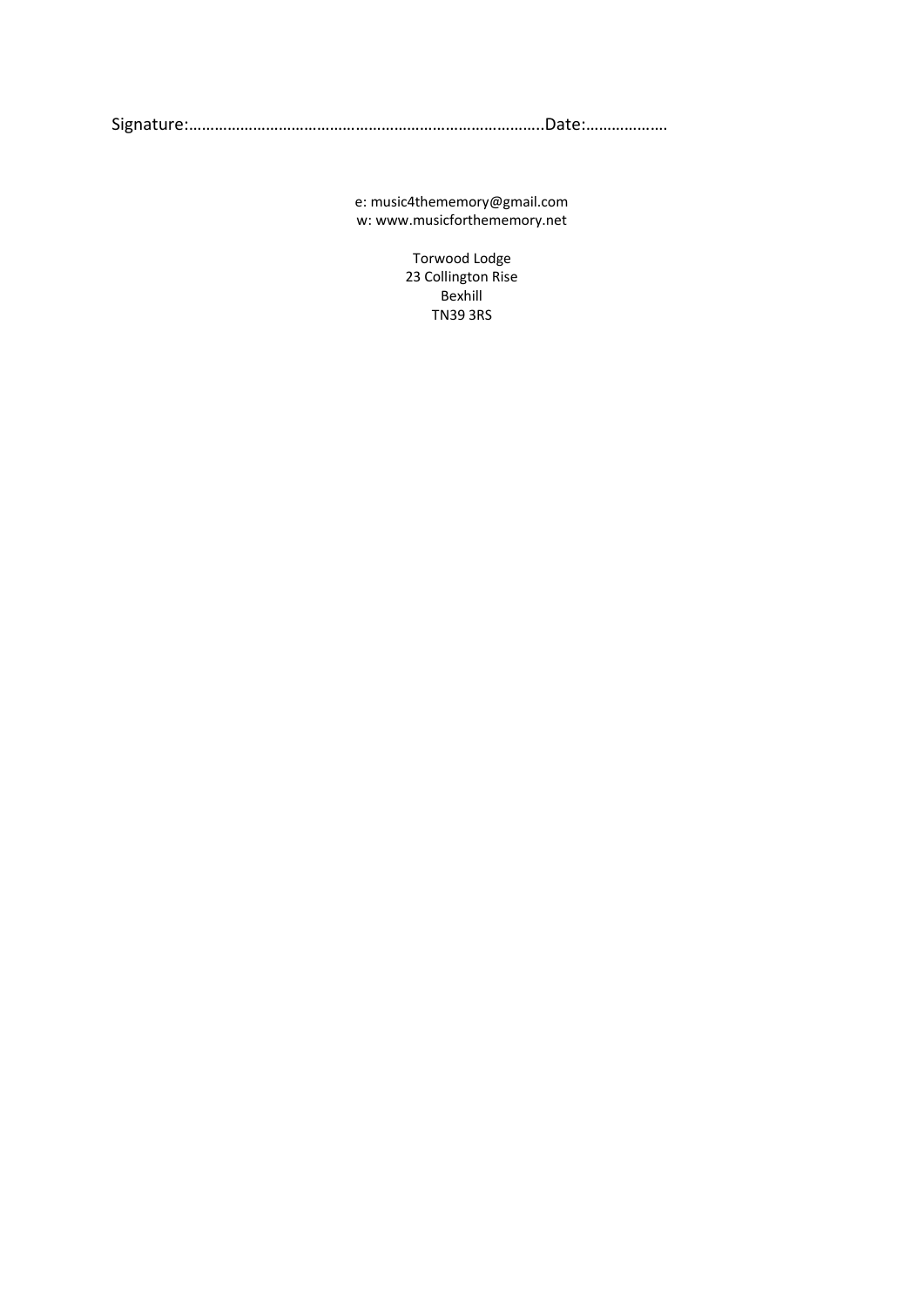Signature:………………………………………………………………………..Date:……………….

e: music4thememory@gmail.com
w: www.musicforthememory.net

Torwood Lodge
23 Collington Rise
Bexhill
TN39 3RS